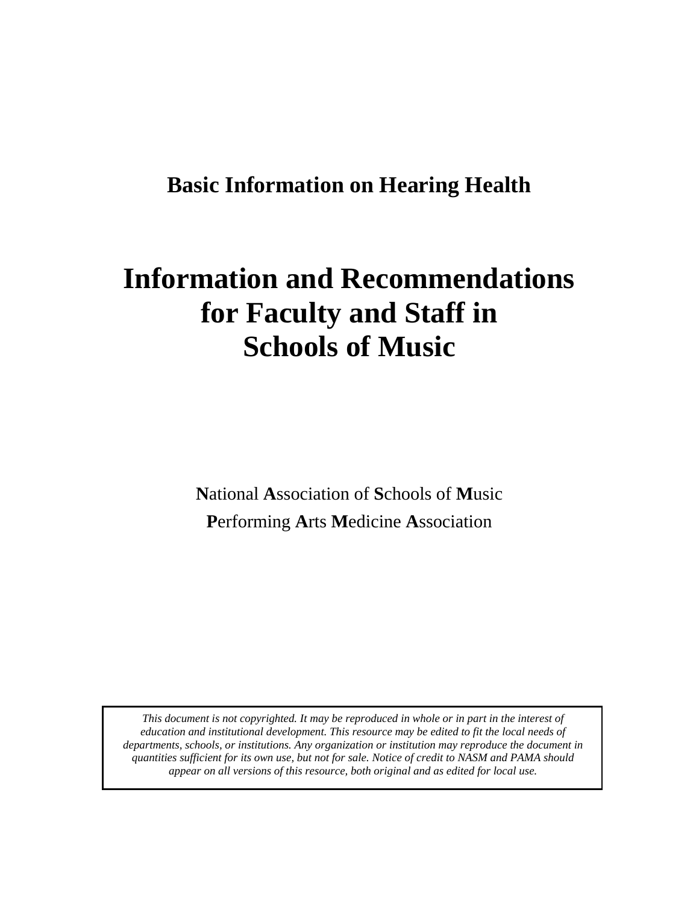**Basic Information on Hearing Health**

# Information and Recommendations for Faculty and Staff in Schools of Music

**N**ational **A**ssociation of **S**chools of **M**usic

**P**erforming **A**rts **M**edicine **A**ssociation

*This document is not copyrighted. It may be reproduced in whole or in part in the interest of education and institutional development. This resource may be edited to fit the local needs of departments, schools, or institutions. Any organization or institution may reproduce the document in quantities sufficient for its own use, but not for sale. Notice of credit to NASM and PAMA should appear on all versions of this resource, both original and as edited for local use.*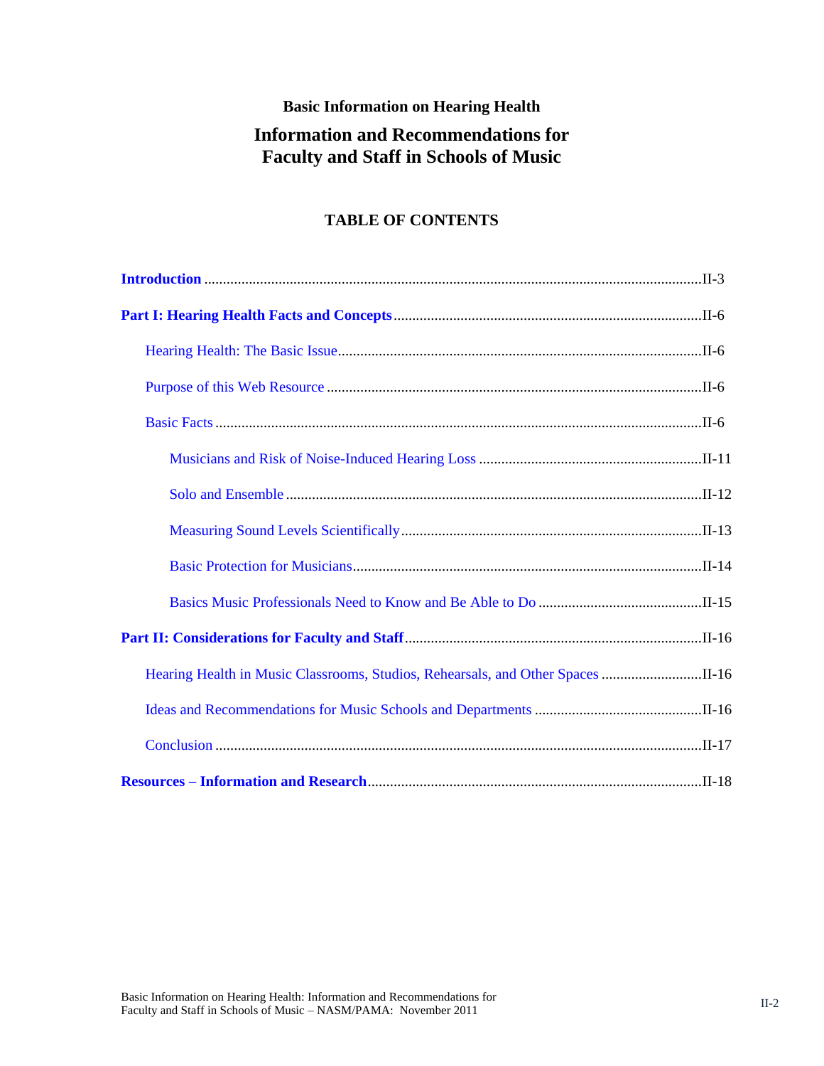**Basic Information on Hearing Health**

# Information and Recommendations for Faculty and Staff in Schools of Music

## TABLE OF CONTENTS

**Introduction** ....................................................................................................................II-3

**Part I: Hearing Health Facts and Concepts** ..................................................................II-6

- Hearing Health: The Basic Issue.................................................................................II-6
- Purpose of this Web Resource ....................................................................................II-6
- Basic Facts ..................................................................................................................II-6
  - Musicians and Risk of Noise-Induced Hearing Loss ............................................II-11
  - Solo and Ensemble ................................................................................................II-12
  - Measuring Sound Levels Scientifically.................................................................II-13
  - Basic Protection for Musicians..............................................................................II-14
  - Basics Music Professionals Need to Know and Be Able to Do ............................II-15

**Part II: Considerations for Faculty and Staff**...............................................................II-16

- Hearing Health in Music Classrooms, Studios, Rehearsals, and Other Spaces ...........................II-16
- Ideas and Recommendations for Music Schools and Departments .............................................II-16
- Conclusion ..................................................................................................................II-17

**Resources – Information and Research**.........................................................................II-18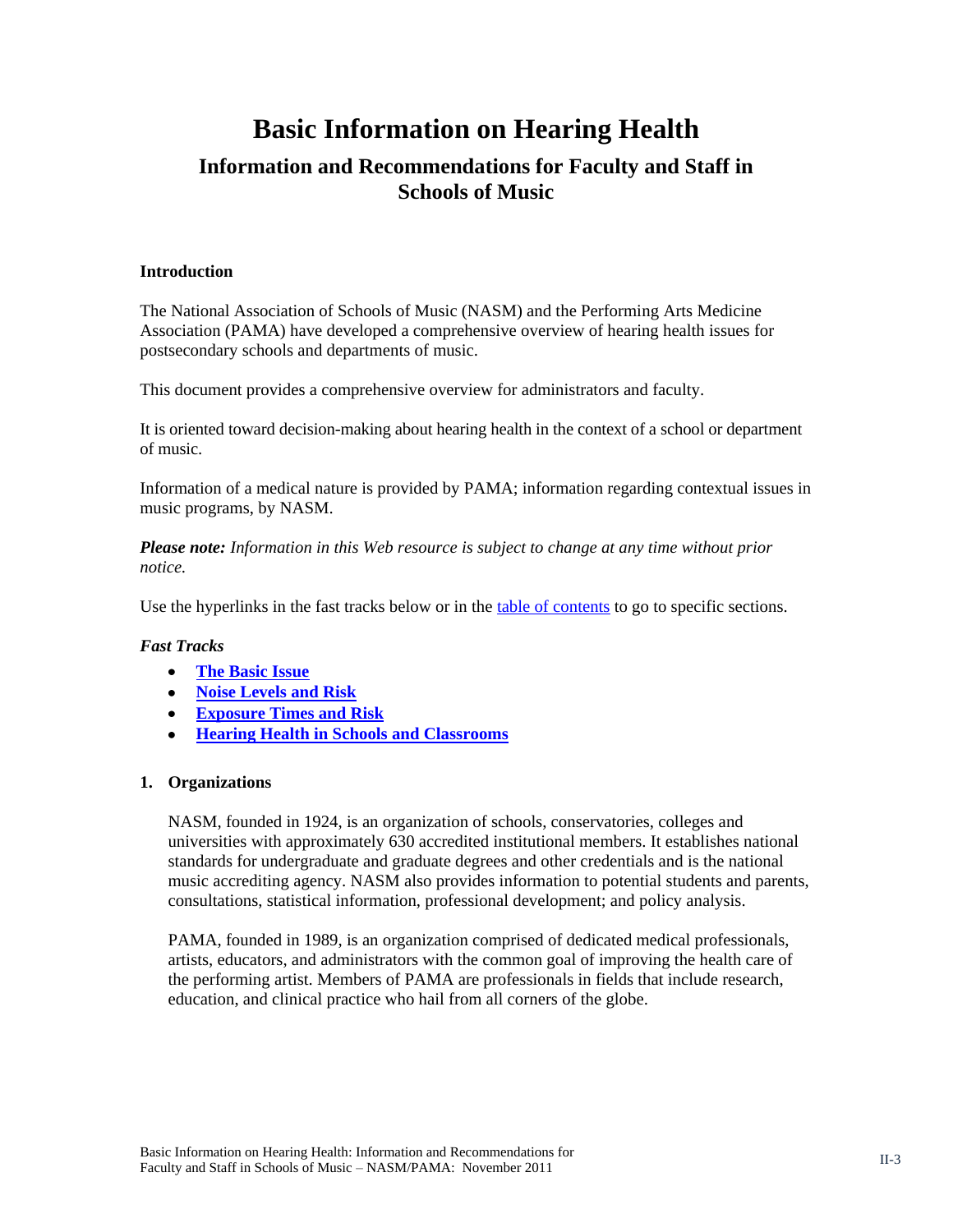# Basic Information on Hearing Health

## Information and Recommendations for Faculty and Staff in Schools of Music

**Introduction**

The National Association of Schools of Music (NASM) and the Performing Arts Medicine Association (PAMA) have developed a comprehensive overview of hearing health issues for postsecondary schools and departments of music.

This document provides a comprehensive overview for administrators and faculty.

It is oriented toward decision-making about hearing health in the context of a school or department of music.

Information of a medical nature is provided by PAMA; information regarding contextual issues in music programs, by NASM.

***Please note:*** *Information in this Web resource is subject to change at any time without prior notice.*

Use the hyperlinks in the fast tracks below or in the table of contents to go to specific sections.

*Fast Tracks*

- **The Basic Issue**
- **Noise Levels and Risk**
- **Exposure Times and Risk**
- **Hearing Health in Schools and Classrooms**

**1. Organizations**

NASM, founded in 1924, is an organization of schools, conservatories, colleges and universities with approximately 630 accredited institutional members. It establishes national standards for undergraduate and graduate degrees and other credentials and is the national music accrediting agency. NASM also provides information to potential students and parents, consultations, statistical information, professional development; and policy analysis.

PAMA, founded in 1989, is an organization comprised of dedicated medical professionals, artists, educators, and administrators with the common goal of improving the health care of the performing artist. Members of PAMA are professionals in fields that include research, education, and clinical practice who hail from all corners of the globe.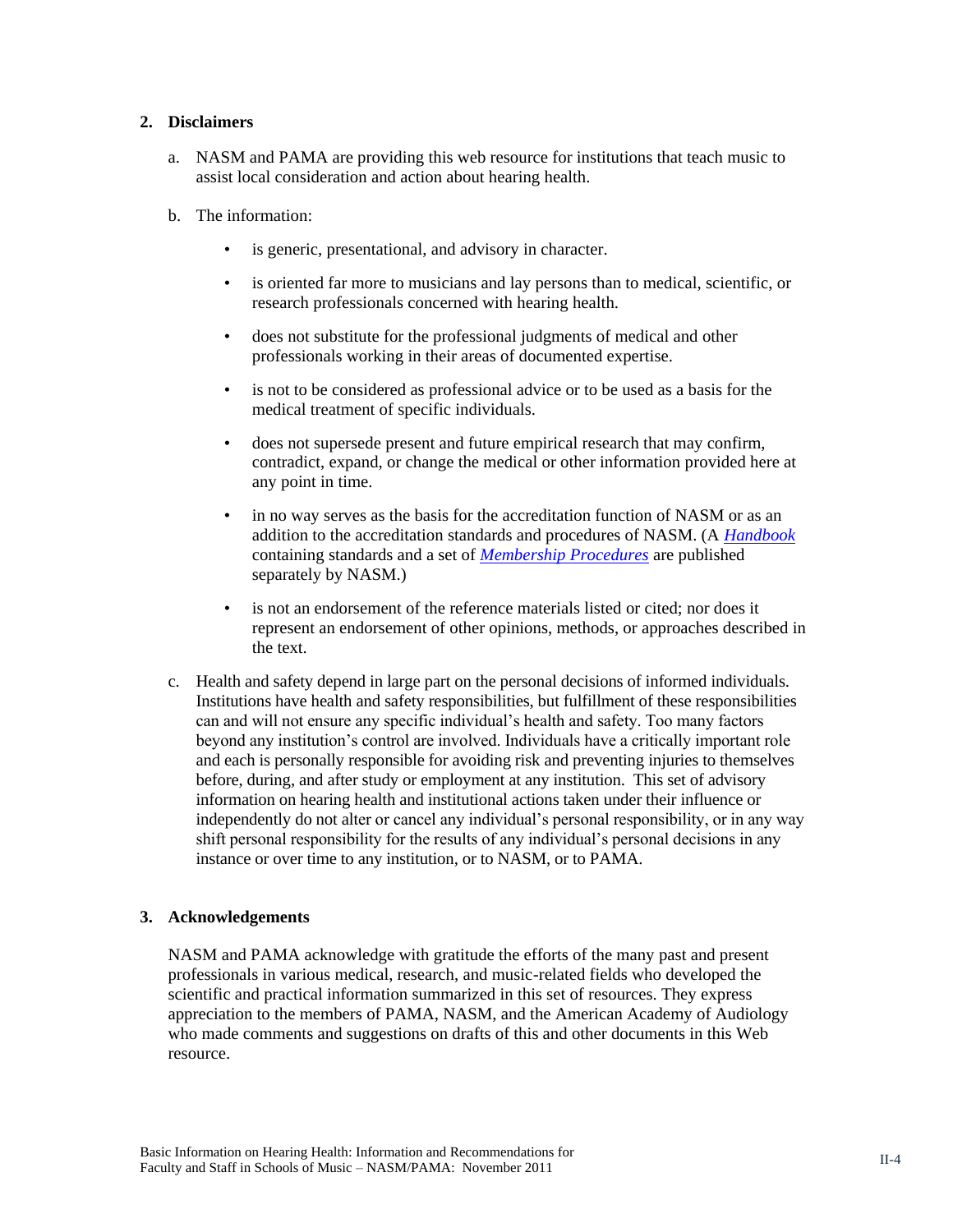## 2. Disclaimers

a. NASM and PAMA are providing this web resource for institutions that teach music to assist local consideration and action about hearing health.

b. The information:

   - is generic, presentational, and advisory in character.
   - is oriented far more to musicians and lay persons than to medical, scientific, or research professionals concerned with hearing health.
   - does not substitute for the professional judgments of medical and other professionals working in their areas of documented expertise.
   - is not to be considered as professional advice or to be used as a basis for the medical treatment of specific individuals.
   - does not supersede present and future empirical research that may confirm, contradict, expand, or change the medical or other information provided here at any point in time.
   - in no way serves as the basis for the accreditation function of NASM or as an addition to the accreditation standards and procedures of NASM. (A *Handbook* containing standards and a set of *Membership Procedures* are published separately by NASM.)
   - is not an endorsement of the reference materials listed or cited; nor does it represent an endorsement of other opinions, methods, or approaches described in the text.

c. Health and safety depend in large part on the personal decisions of informed individuals. Institutions have health and safety responsibilities, but fulfillment of these responsibilities can and will not ensure any specific individual's health and safety. Too many factors beyond any institution's control are involved. Individuals have a critically important role and each is personally responsible for avoiding risk and preventing injuries to themselves before, during, and after study or employment at any institution. This set of advisory information on hearing health and institutional actions taken under their influence or independently do not alter or cancel any individual's personal responsibility, or in any way shift personal responsibility for the results of any individual's personal decisions in any instance or over time to any institution, or to NASM, or to PAMA.

## 3. Acknowledgements

NASM and PAMA acknowledge with gratitude the efforts of the many past and present professionals in various medical, research, and music-related fields who developed the scientific and practical information summarized in this set of resources. They express appreciation to the members of PAMA, NASM, and the American Academy of Audiology who made comments and suggestions on drafts of this and other documents in this Web resource.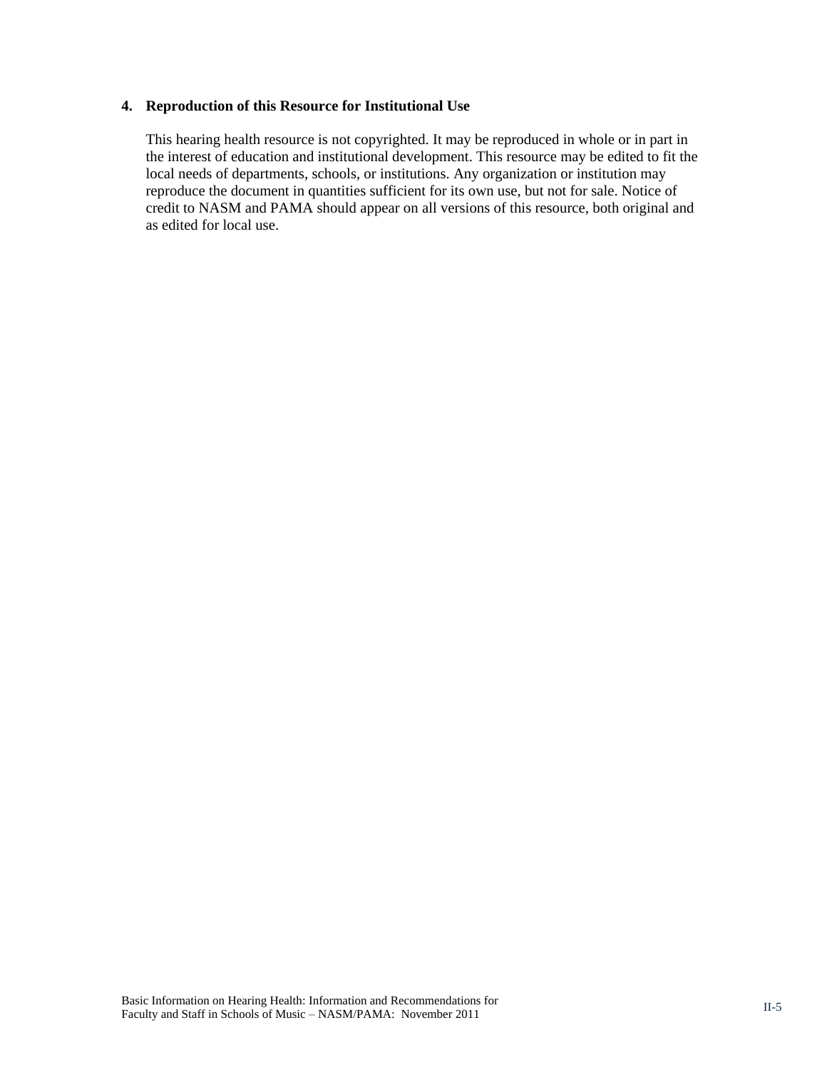**4. Reproduction of this Resource for Institutional Use**

This hearing health resource is not copyrighted. It may be reproduced in whole or in part in the interest of education and institutional development. This resource may be edited to fit the local needs of departments, schools, or institutions. Any organization or institution may reproduce the document in quantities sufficient for its own use, but not for sale. Notice of credit to NASM and PAMA should appear on all versions of this resource, both original and as edited for local use.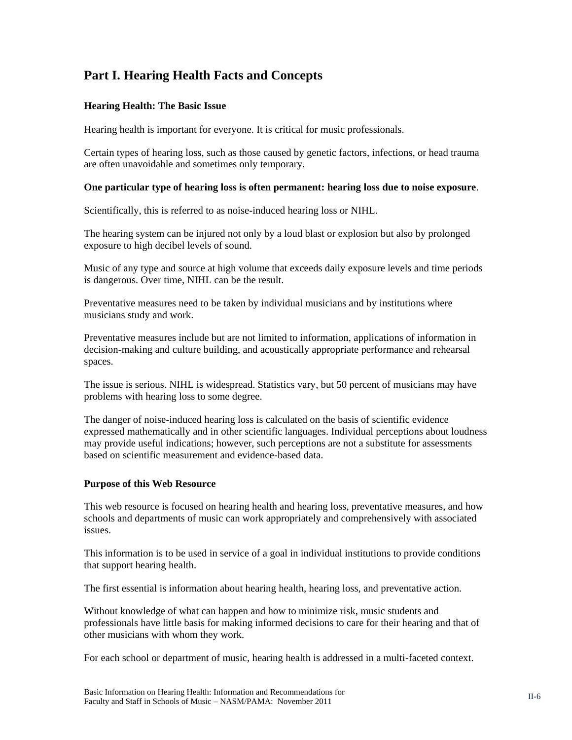# Part I. Hearing Health Facts and Concepts

### Hearing Health: The Basic Issue

Hearing health is important for everyone. It is critical for music professionals.

Certain types of hearing loss, such as those caused by genetic factors, infections, or head trauma are often unavoidable and sometimes only temporary.

**One particular type of hearing loss is often permanent: hearing loss due to noise exposure**.

Scientifically, this is referred to as noise-induced hearing loss or NIHL.

The hearing system can be injured not only by a loud blast or explosion but also by prolonged exposure to high decibel levels of sound.

Music of any type and source at high volume that exceeds daily exposure levels and time periods is dangerous. Over time, NIHL can be the result.

Preventative measures need to be taken by individual musicians and by institutions where musicians study and work.

Preventative measures include but are not limited to information, applications of information in decision-making and culture building, and acoustically appropriate performance and rehearsal spaces.

The issue is serious. NIHL is widespread. Statistics vary, but 50 percent of musicians may have problems with hearing loss to some degree.

The danger of noise-induced hearing loss is calculated on the basis of scientific evidence expressed mathematically and in other scientific languages. Individual perceptions about loudness may provide useful indications; however, such perceptions are not a substitute for assessments based on scientific measurement and evidence-based data.

### Purpose of this Web Resource

This web resource is focused on hearing health and hearing loss, preventative measures, and how schools and departments of music can work appropriately and comprehensively with associated issues.

This information is to be used in service of a goal in individual institutions to provide conditions that support hearing health.

The first essential is information about hearing health, hearing loss, and preventative action.

Without knowledge of what can happen and how to minimize risk, music students and professionals have little basis for making informed decisions to care for their hearing and that of other musicians with whom they work.

For each school or department of music, hearing health is addressed in a multi-faceted context.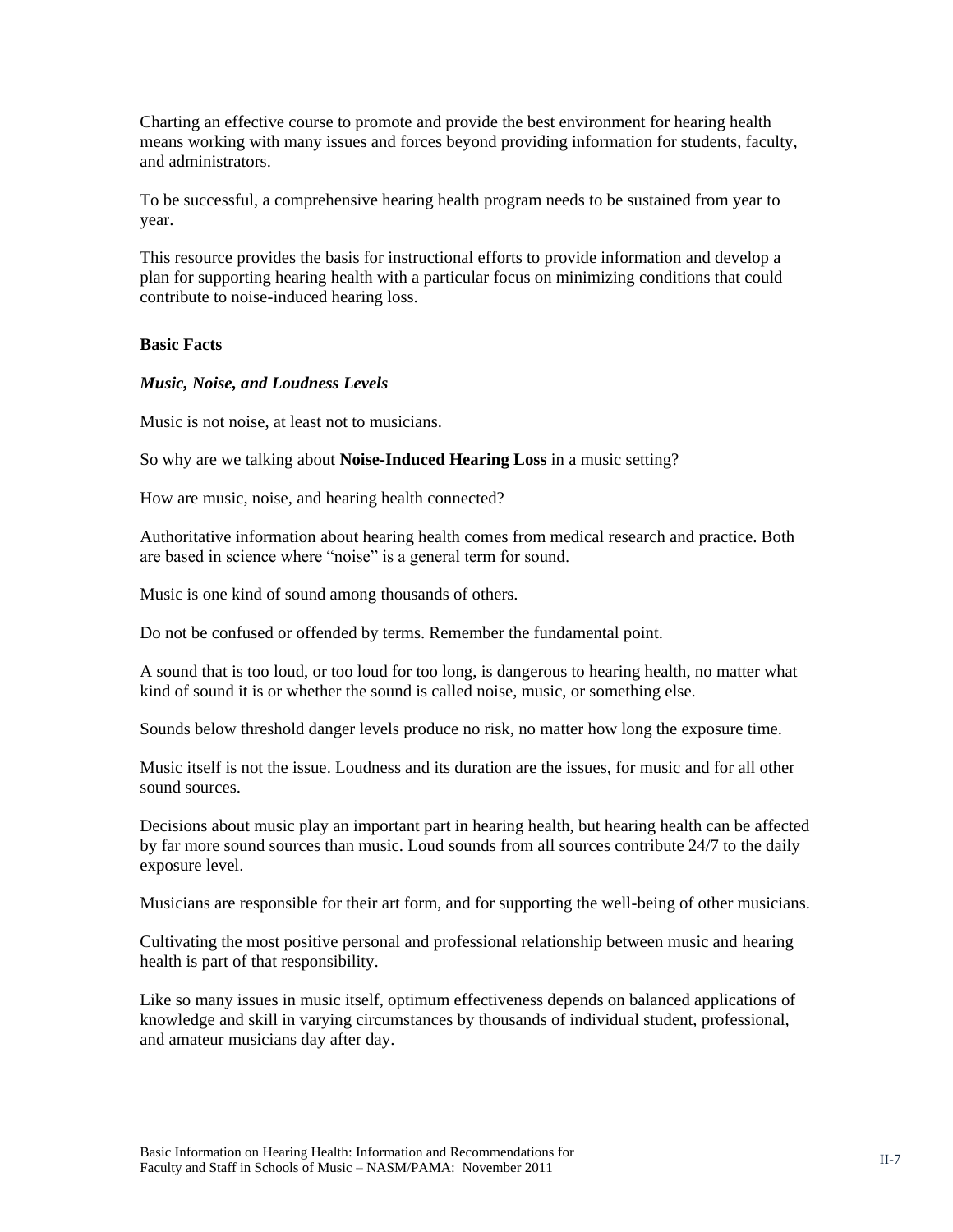Charting an effective course to promote and provide the best environment for hearing health means working with many issues and forces beyond providing information for students, faculty, and administrators.

To be successful, a comprehensive hearing health program needs to be sustained from year to year.

This resource provides the basis for instructional efforts to provide information and develop a plan for supporting hearing health with a particular focus on minimizing conditions that could contribute to noise-induced hearing loss.

## Basic Facts

### *Music, Noise, and Loudness Levels*

Music is not noise, at least not to musicians.

So why are we talking about **Noise-Induced Hearing Loss** in a music setting?

How are music, noise, and hearing health connected?

Authoritative information about hearing health comes from medical research and practice. Both are based in science where "noise" is a general term for sound.

Music is one kind of sound among thousands of others.

Do not be confused or offended by terms. Remember the fundamental point.

A sound that is too loud, or too loud for too long, is dangerous to hearing health, no matter what kind of sound it is or whether the sound is called noise, music, or something else.

Sounds below threshold danger levels produce no risk, no matter how long the exposure time.

Music itself is not the issue. Loudness and its duration are the issues, for music and for all other sound sources.

Decisions about music play an important part in hearing health, but hearing health can be affected by far more sound sources than music. Loud sounds from all sources contribute 24/7 to the daily exposure level.

Musicians are responsible for their art form, and for supporting the well-being of other musicians.

Cultivating the most positive personal and professional relationship between music and hearing health is part of that responsibility.

Like so many issues in music itself, optimum effectiveness depends on balanced applications of knowledge and skill in varying circumstances by thousands of individual student, professional, and amateur musicians day after day.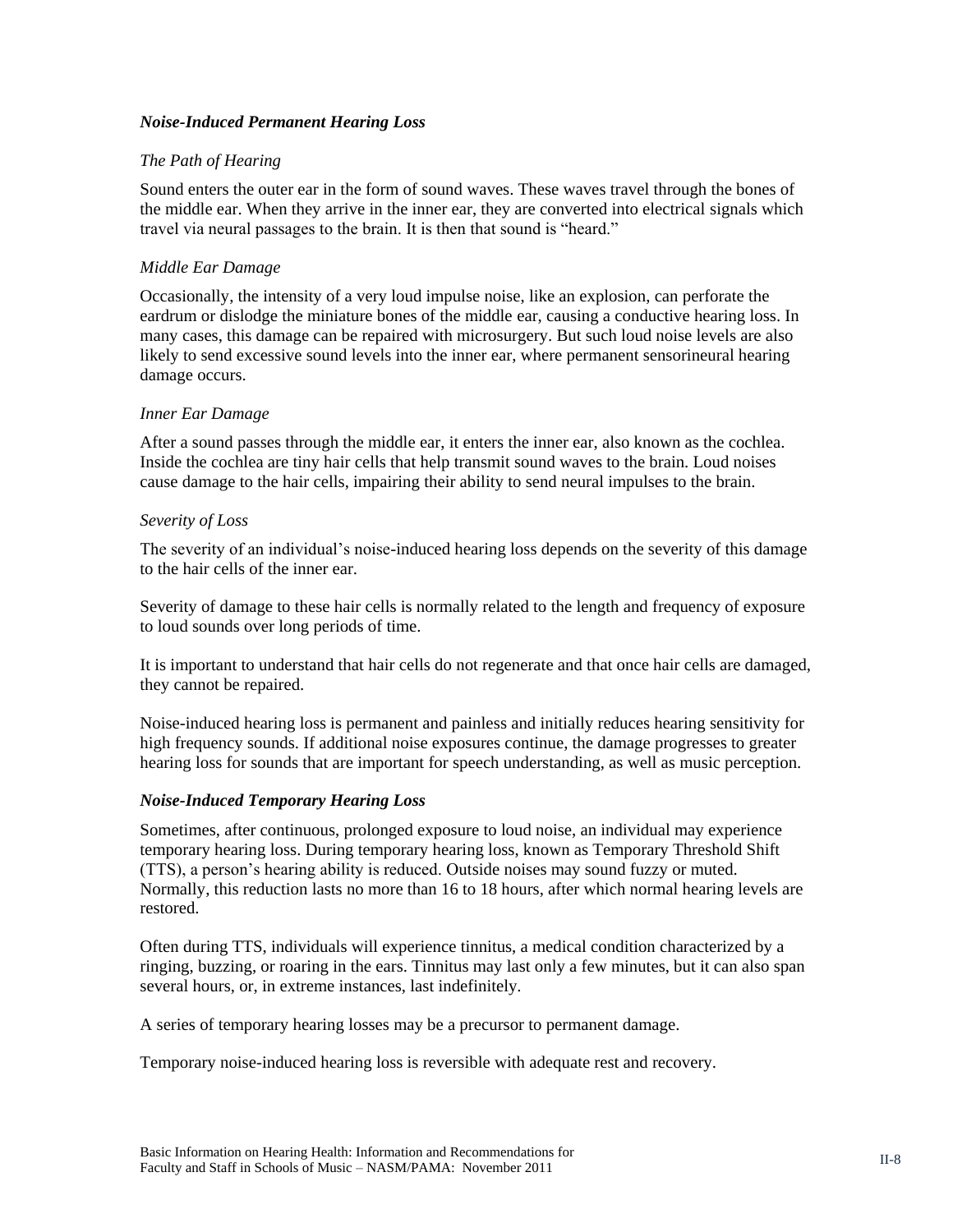### ***Noise-Induced Permanent Hearing Loss***

#### *The Path of Hearing*

Sound enters the outer ear in the form of sound waves. These waves travel through the bones of the middle ear. When they arrive in the inner ear, they are converted into electrical signals which travel via neural passages to the brain. It is then that sound is "heard."

#### *Middle Ear Damage*

Occasionally, the intensity of a very loud impulse noise, like an explosion, can perforate the eardrum or dislodge the miniature bones of the middle ear, causing a conductive hearing loss. In many cases, this damage can be repaired with microsurgery. But such loud noise levels are also likely to send excessive sound levels into the inner ear, where permanent sensorineural hearing damage occurs.

#### *Inner Ear Damage*

After a sound passes through the middle ear, it enters the inner ear, also known as the cochlea. Inside the cochlea are tiny hair cells that help transmit sound waves to the brain. Loud noises cause damage to the hair cells, impairing their ability to send neural impulses to the brain.

#### *Severity of Loss*

The severity of an individual's noise-induced hearing loss depends on the severity of this damage to the hair cells of the inner ear.

Severity of damage to these hair cells is normally related to the length and frequency of exposure to loud sounds over long periods of time.

It is important to understand that hair cells do not regenerate and that once hair cells are damaged, they cannot be repaired.

Noise-induced hearing loss is permanent and painless and initially reduces hearing sensitivity for high frequency sounds. If additional noise exposures continue, the damage progresses to greater hearing loss for sounds that are important for speech understanding, as well as music perception.

### ***Noise-Induced Temporary Hearing Loss***

Sometimes, after continuous, prolonged exposure to loud noise, an individual may experience temporary hearing loss. During temporary hearing loss, known as Temporary Threshold Shift (TTS), a person's hearing ability is reduced. Outside noises may sound fuzzy or muted. Normally, this reduction lasts no more than 16 to 18 hours, after which normal hearing levels are restored.

Often during TTS, individuals will experience tinnitus, a medical condition characterized by a ringing, buzzing, or roaring in the ears. Tinnitus may last only a few minutes, but it can also span several hours, or, in extreme instances, last indefinitely.

A series of temporary hearing losses may be a precursor to permanent damage.

Temporary noise-induced hearing loss is reversible with adequate rest and recovery.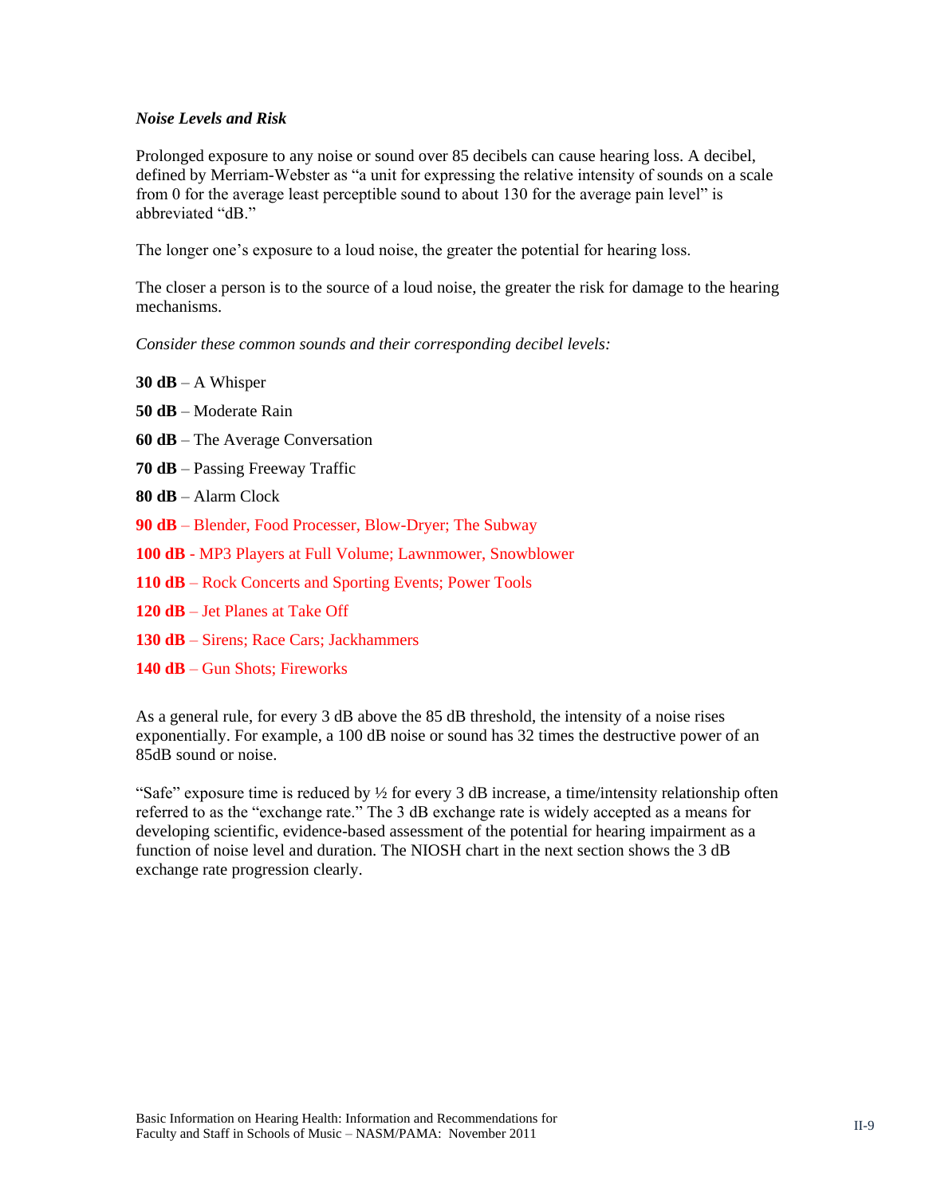***Noise Levels and Risk***

Prolonged exposure to any noise or sound over 85 decibels can cause hearing loss. A decibel, defined by Merriam-Webster as "a unit for expressing the relative intensity of sounds on a scale from 0 for the average least perceptible sound to about 130 for the average pain level" is abbreviated "dB."

The longer one's exposure to a loud noise, the greater the potential for hearing loss.

The closer a person is to the source of a loud noise, the greater the risk for damage to the hearing mechanisms.

*Consider these common sounds and their corresponding decibel levels:*

**30 dB** – A Whisper

**50 dB** – Moderate Rain

**60 dB** – The Average Conversation

**70 dB** – Passing Freeway Traffic

**80 dB** – Alarm Clock

**90 dB** – Blender, Food Processer, Blow-Dryer; The Subway

**100 dB** - MP3 Players at Full Volume; Lawnmower, Snowblower

**110 dB** – Rock Concerts and Sporting Events; Power Tools

**120 dB** – Jet Planes at Take Off

**130 dB** – Sirens; Race Cars; Jackhammers

**140 dB** – Gun Shots; Fireworks

As a general rule, for every 3 dB above the 85 dB threshold, the intensity of a noise rises exponentially. For example, a 100 dB noise or sound has 32 times the destructive power of an 85dB sound or noise.

"Safe" exposure time is reduced by ½ for every 3 dB increase, a time/intensity relationship often referred to as the "exchange rate." The 3 dB exchange rate is widely accepted as a means for developing scientific, evidence-based assessment of the potential for hearing impairment as a function of noise level and duration. The NIOSH chart in the next section shows the 3 dB exchange rate progression clearly.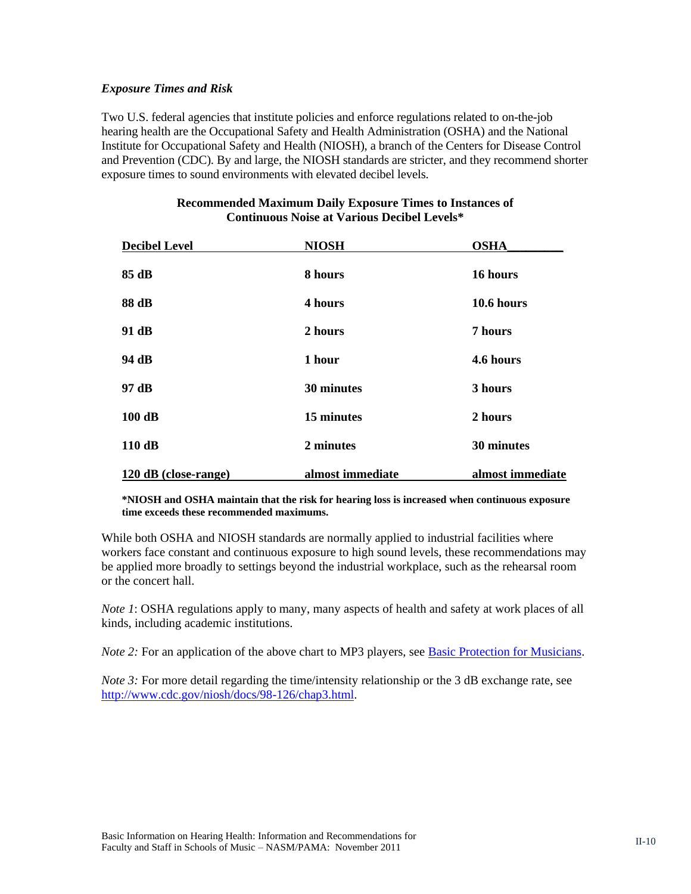### *Exposure Times and Risk*

Two U.S. federal agencies that institute policies and enforce regulations related to on-the-job hearing health are the Occupational Safety and Health Administration (OSHA) and the National Institute for Occupational Safety and Health (NIOSH), a branch of the Centers for Disease Control and Prevention (CDC). By and large, the NIOSH standards are stricter, and they recommend shorter exposure times to sound environments with elevated decibel levels.

**Recommended Maximum Daily Exposure Times to Instances of Continuous Noise at Various Decibel Levels***

| Decibel Level | NIOSH | OSHA |
|---|---|---|
| **85 dB** | **8 hours** | **16 hours** |
| **88 dB** | **4 hours** | **10.6 hours** |
| **91 dB** | **2 hours** | **7 hours** |
| **94 dB** | **1 hour** | **4.6 hours** |
| **97 dB** | **30 minutes** | **3 hours** |
| **100 dB** | **15 minutes** | **2 hours** |
| **110 dB** | **2 minutes** | **30 minutes** |
| **120 dB (close-range)** | **almost immediate** | **almost immediate** |

**\*NIOSH and OSHA maintain that the risk for hearing loss is increased when continuous exposure time exceeds these recommended maximums.**

While both OSHA and NIOSH standards are normally applied to industrial facilities where workers face constant and continuous exposure to high sound levels, these recommendations may be applied more broadly to settings beyond the industrial workplace, such as the rehearsal room or the concert hall.

*Note 1*: OSHA regulations apply to many, many aspects of health and safety at work places of all kinds, including academic institutions.

*Note 2:* For an application of the above chart to MP3 players, see Basic Protection for Musicians.

*Note 3:* For more detail regarding the time/intensity relationship or the 3 dB exchange rate, see http://www.cdc.gov/niosh/docs/98-126/chap3.html.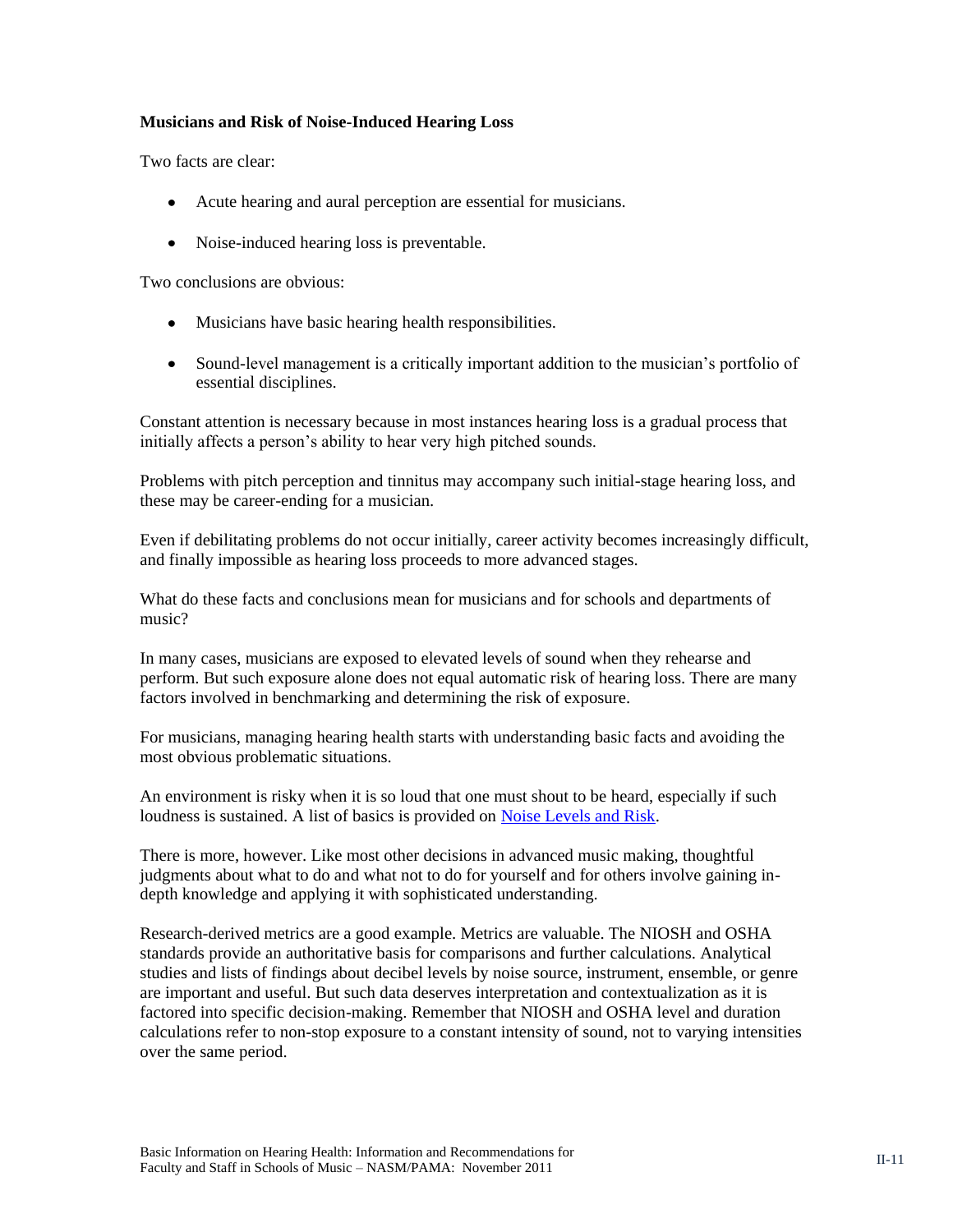**Musicians and Risk of Noise-Induced Hearing Loss**

Two facts are clear:

- Acute hearing and aural perception are essential for musicians.
- Noise-induced hearing loss is preventable.

Two conclusions are obvious:

- Musicians have basic hearing health responsibilities.
- Sound-level management is a critically important addition to the musician's portfolio of essential disciplines.

Constant attention is necessary because in most instances hearing loss is a gradual process that initially affects a person's ability to hear very high pitched sounds.

Problems with pitch perception and tinnitus may accompany such initial-stage hearing loss, and these may be career-ending for a musician.

Even if debilitating problems do not occur initially, career activity becomes increasingly difficult, and finally impossible as hearing loss proceeds to more advanced stages.

What do these facts and conclusions mean for musicians and for schools and departments of music?

In many cases, musicians are exposed to elevated levels of sound when they rehearse and perform. But such exposure alone does not equal automatic risk of hearing loss. There are many factors involved in benchmarking and determining the risk of exposure.

For musicians, managing hearing health starts with understanding basic facts and avoiding the most obvious problematic situations.

An environment is risky when it is so loud that one must shout to be heard, especially if such loudness is sustained. A list of basics is provided on Noise Levels and Risk.

There is more, however. Like most other decisions in advanced music making, thoughtful judgments about what to do and what not to do for yourself and for others involve gaining in-depth knowledge and applying it with sophisticated understanding.

Research-derived metrics are a good example. Metrics are valuable. The NIOSH and OSHA standards provide an authoritative basis for comparisons and further calculations. Analytical studies and lists of findings about decibel levels by noise source, instrument, ensemble, or genre are important and useful. But such data deserves interpretation and contextualization as it is factored into specific decision-making. Remember that NIOSH and OSHA level and duration calculations refer to non-stop exposure to a constant intensity of sound, not to varying intensities over the same period.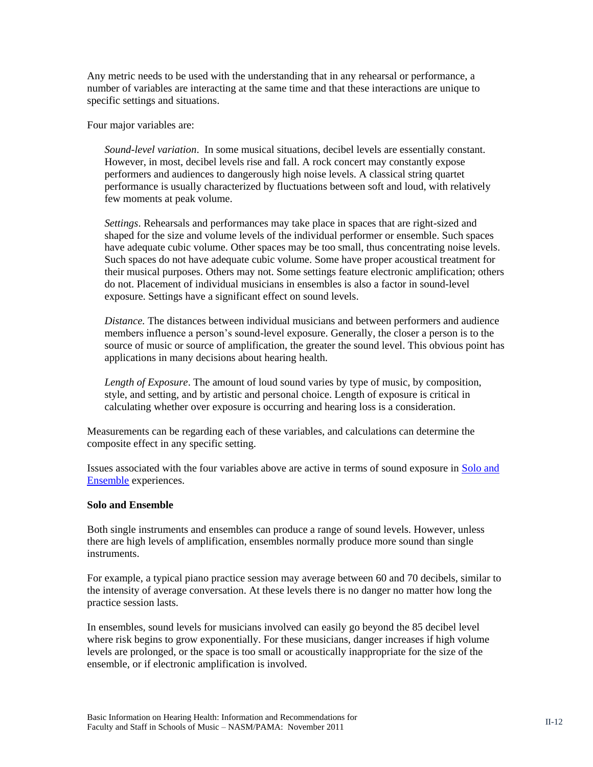Any metric needs to be used with the understanding that in any rehearsal or performance, a number of variables are interacting at the same time and that these interactions are unique to specific settings and situations.

Four major variables are:

*Sound-level variation*. In some musical situations, decibel levels are essentially constant. However, in most, decibel levels rise and fall. A rock concert may constantly expose performers and audiences to dangerously high noise levels. A classical string quartet performance is usually characterized by fluctuations between soft and loud, with relatively few moments at peak volume.

*Settings*. Rehearsals and performances may take place in spaces that are right-sized and shaped for the size and volume levels of the individual performer or ensemble. Such spaces have adequate cubic volume. Other spaces may be too small, thus concentrating noise levels. Such spaces do not have adequate cubic volume. Some have proper acoustical treatment for their musical purposes. Others may not. Some settings feature electronic amplification; others do not. Placement of individual musicians in ensembles is also a factor in sound-level exposure. Settings have a significant effect on sound levels.

*Distance.* The distances between individual musicians and between performers and audience members influence a person's sound-level exposure. Generally, the closer a person is to the source of music or source of amplification, the greater the sound level. This obvious point has applications in many decisions about hearing health.

*Length of Exposure*. The amount of loud sound varies by type of music, by composition, style, and setting, and by artistic and personal choice. Length of exposure is critical in calculating whether over exposure is occurring and hearing loss is a consideration.

Measurements can be regarding each of these variables, and calculations can determine the composite effect in any specific setting.

Issues associated with the four variables above are active in terms of sound exposure in Solo and Ensemble experiences.

**Solo and Ensemble**

Both single instruments and ensembles can produce a range of sound levels. However, unless there are high levels of amplification, ensembles normally produce more sound than single instruments.

For example, a typical piano practice session may average between 60 and 70 decibels, similar to the intensity of average conversation. At these levels there is no danger no matter how long the practice session lasts.

In ensembles, sound levels for musicians involved can easily go beyond the 85 decibel level where risk begins to grow exponentially. For these musicians, danger increases if high volume levels are prolonged, or the space is too small or acoustically inappropriate for the size of the ensemble, or if electronic amplification is involved.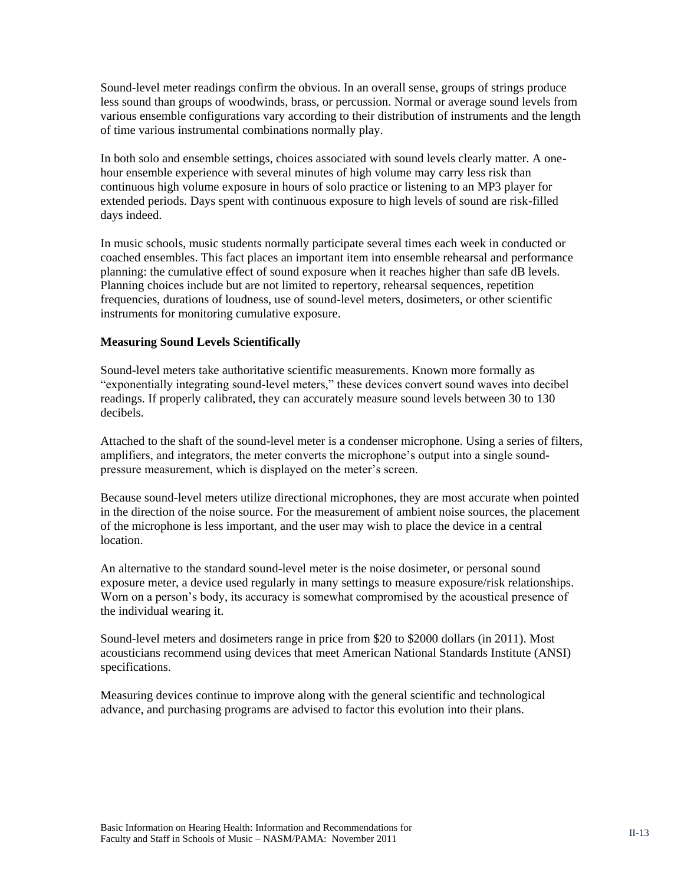Sound-level meter readings confirm the obvious. In an overall sense, groups of strings produce less sound than groups of woodwinds, brass, or percussion. Normal or average sound levels from various ensemble configurations vary according to their distribution of instruments and the length of time various instrumental combinations normally play.

In both solo and ensemble settings, choices associated with sound levels clearly matter. A one-hour ensemble experience with several minutes of high volume may carry less risk than continuous high volume exposure in hours of solo practice or listening to an MP3 player for extended periods. Days spent with continuous exposure to high levels of sound are risk-filled days indeed.

In music schools, music students normally participate several times each week in conducted or coached ensembles. This fact places an important item into ensemble rehearsal and performance planning: the cumulative effect of sound exposure when it reaches higher than safe dB levels. Planning choices include but are not limited to repertory, rehearsal sequences, repetition frequencies, durations of loudness, use of sound-level meters, dosimeters, or other scientific instruments for monitoring cumulative exposure.

**Measuring Sound Levels Scientifically**

Sound-level meters take authoritative scientific measurements. Known more formally as "exponentially integrating sound-level meters," these devices convert sound waves into decibel readings. If properly calibrated, they can accurately measure sound levels between 30 to 130 decibels.

Attached to the shaft of the sound-level meter is a condenser microphone. Using a series of filters, amplifiers, and integrators, the meter converts the microphone's output into a single sound-pressure measurement, which is displayed on the meter's screen.

Because sound-level meters utilize directional microphones, they are most accurate when pointed in the direction of the noise source. For the measurement of ambient noise sources, the placement of the microphone is less important, and the user may wish to place the device in a central location.

An alternative to the standard sound-level meter is the noise dosimeter, or personal sound exposure meter, a device used regularly in many settings to measure exposure/risk relationships. Worn on a person's body, its accuracy is somewhat compromised by the acoustical presence of the individual wearing it.

Sound-level meters and dosimeters range in price from $20 to $2000 dollars (in 2011). Most acousticians recommend using devices that meet American National Standards Institute (ANSI) specifications.

Measuring devices continue to improve along with the general scientific and technological advance, and purchasing programs are advised to factor this evolution into their plans.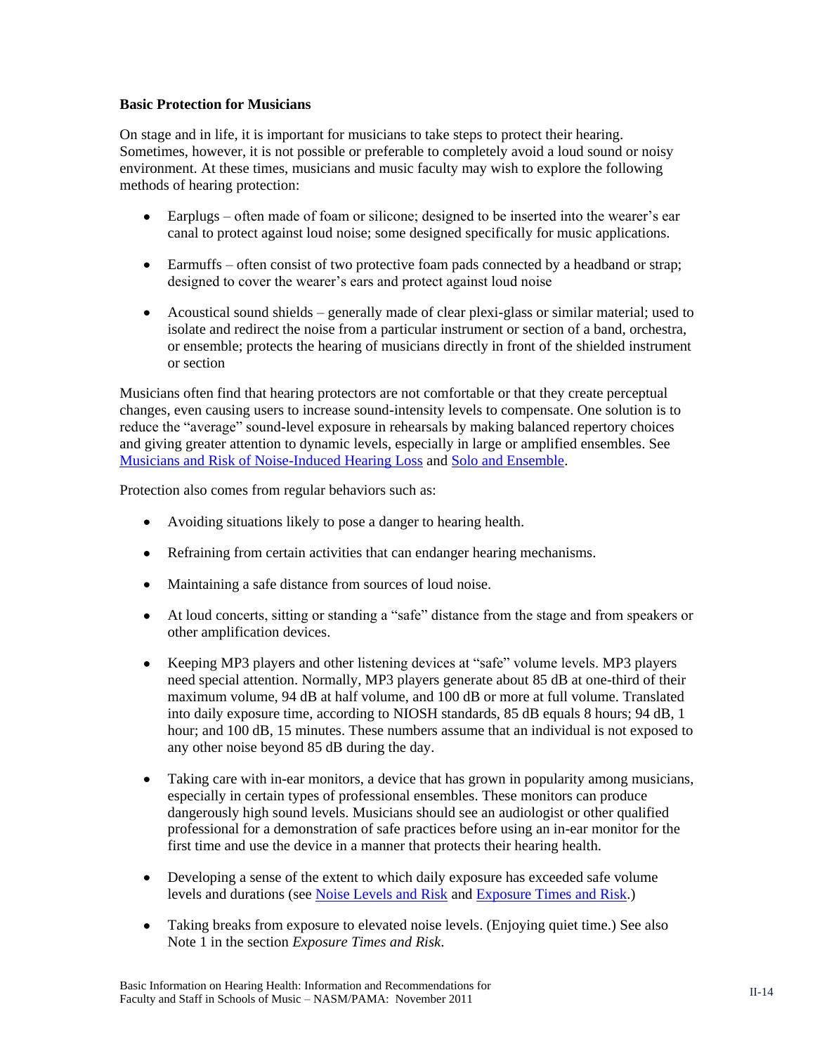**Basic Protection for Musicians**

On stage and in life, it is important for musicians to take steps to protect their hearing. Sometimes, however, it is not possible or preferable to completely avoid a loud sound or noisy environment. At these times, musicians and music faculty may wish to explore the following methods of hearing protection:

- Earplugs – often made of foam or silicone; designed to be inserted into the wearer's ear canal to protect against loud noise; some designed specifically for music applications.
- Earmuffs – often consist of two protective foam pads connected by a headband or strap; designed to cover the wearer's ears and protect against loud noise
- Acoustical sound shields – generally made of clear plexi-glass or similar material; used to isolate and redirect the noise from a particular instrument or section of a band, orchestra, or ensemble; protects the hearing of musicians directly in front of the shielded instrument or section

Musicians often find that hearing protectors are not comfortable or that they create perceptual changes, even causing users to increase sound-intensity levels to compensate. One solution is to reduce the "average" sound-level exposure in rehearsals by making balanced repertory choices and giving greater attention to dynamic levels, especially in large or amplified ensembles. See Musicians and Risk of Noise-Induced Hearing Loss and Solo and Ensemble.

Protection also comes from regular behaviors such as:

- Avoiding situations likely to pose a danger to hearing health.
- Refraining from certain activities that can endanger hearing mechanisms.
- Maintaining a safe distance from sources of loud noise.
- At loud concerts, sitting or standing a "safe" distance from the stage and from speakers or other amplification devices.
- Keeping MP3 players and other listening devices at "safe" volume levels. MP3 players need special attention. Normally, MP3 players generate about 85 dB at one-third of their maximum volume, 94 dB at half volume, and 100 dB or more at full volume. Translated into daily exposure time, according to NIOSH standards, 85 dB equals 8 hours; 94 dB, 1 hour; and 100 dB, 15 minutes. These numbers assume that an individual is not exposed to any other noise beyond 85 dB during the day.
- Taking care with in-ear monitors, a device that has grown in popularity among musicians, especially in certain types of professional ensembles. These monitors can produce dangerously high sound levels. Musicians should see an audiologist or other qualified professional for a demonstration of safe practices before using an in-ear monitor for the first time and use the device in a manner that protects their hearing health.
- Developing a sense of the extent to which daily exposure has exceeded safe volume levels and durations (see Noise Levels and Risk and Exposure Times and Risk.)
- Taking breaks from exposure to elevated noise levels. (Enjoying quiet time.) See also Note 1 in the section *Exposure Times and Risk*.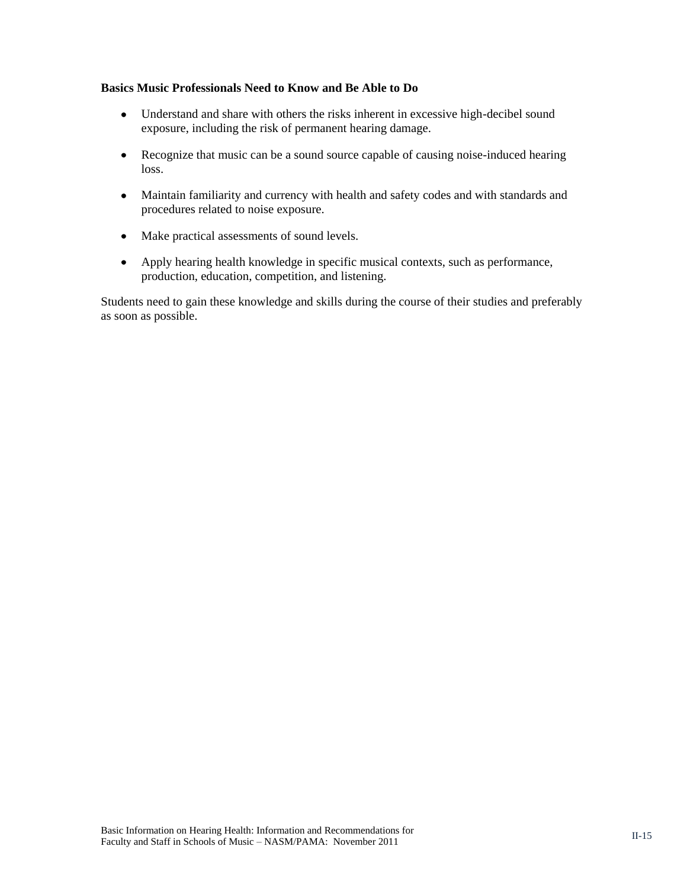**Basics Music Professionals Need to Know and Be Able to Do**

- Understand and share with others the risks inherent in excessive high-decibel sound exposure, including the risk of permanent hearing damage.
- Recognize that music can be a sound source capable of causing noise-induced hearing loss.
- Maintain familiarity and currency with health and safety codes and with standards and procedures related to noise exposure.
- Make practical assessments of sound levels.
- Apply hearing health knowledge in specific musical contexts, such as performance, production, education, competition, and listening.

Students need to gain these knowledge and skills during the course of their studies and preferably as soon as possible.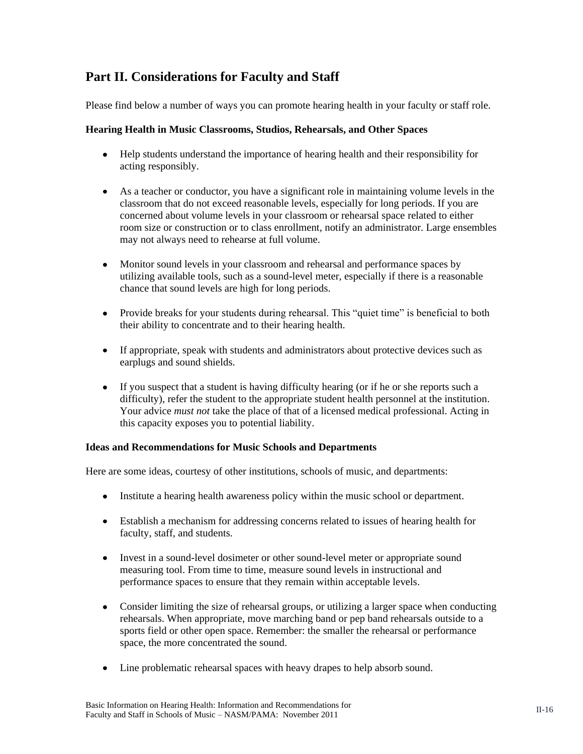## Part II. Considerations for Faculty and Staff

Please find below a number of ways you can promote hearing health in your faculty or staff role.

### Hearing Health in Music Classrooms, Studios, Rehearsals, and Other Spaces

- Help students understand the importance of hearing health and their responsibility for acting responsibly.
- As a teacher or conductor, you have a significant role in maintaining volume levels in the classroom that do not exceed reasonable levels, especially for long periods. If you are concerned about volume levels in your classroom or rehearsal space related to either room size or construction or to class enrollment, notify an administrator. Large ensembles may not always need to rehearse at full volume.
- Monitor sound levels in your classroom and rehearsal and performance spaces by utilizing available tools, such as a sound-level meter, especially if there is a reasonable chance that sound levels are high for long periods.
- Provide breaks for your students during rehearsal. This "quiet time" is beneficial to both their ability to concentrate and to their hearing health.
- If appropriate, speak with students and administrators about protective devices such as earplugs and sound shields.
- If you suspect that a student is having difficulty hearing (or if he or she reports such a difficulty), refer the student to the appropriate student health personnel at the institution. Your advice *must not* take the place of that of a licensed medical professional. Acting in this capacity exposes you to potential liability.

### Ideas and Recommendations for Music Schools and Departments

Here are some ideas, courtesy of other institutions, schools of music, and departments:

- Institute a hearing health awareness policy within the music school or department.
- Establish a mechanism for addressing concerns related to issues of hearing health for faculty, staff, and students.
- Invest in a sound-level dosimeter or other sound-level meter or appropriate sound measuring tool. From time to time, measure sound levels in instructional and performance spaces to ensure that they remain within acceptable levels.
- Consider limiting the size of rehearsal groups, or utilizing a larger space when conducting rehearsals. When appropriate, move marching band or pep band rehearsals outside to a sports field or other open space. Remember: the smaller the rehearsal or performance space, the more concentrated the sound.
- Line problematic rehearsal spaces with heavy drapes to help absorb sound.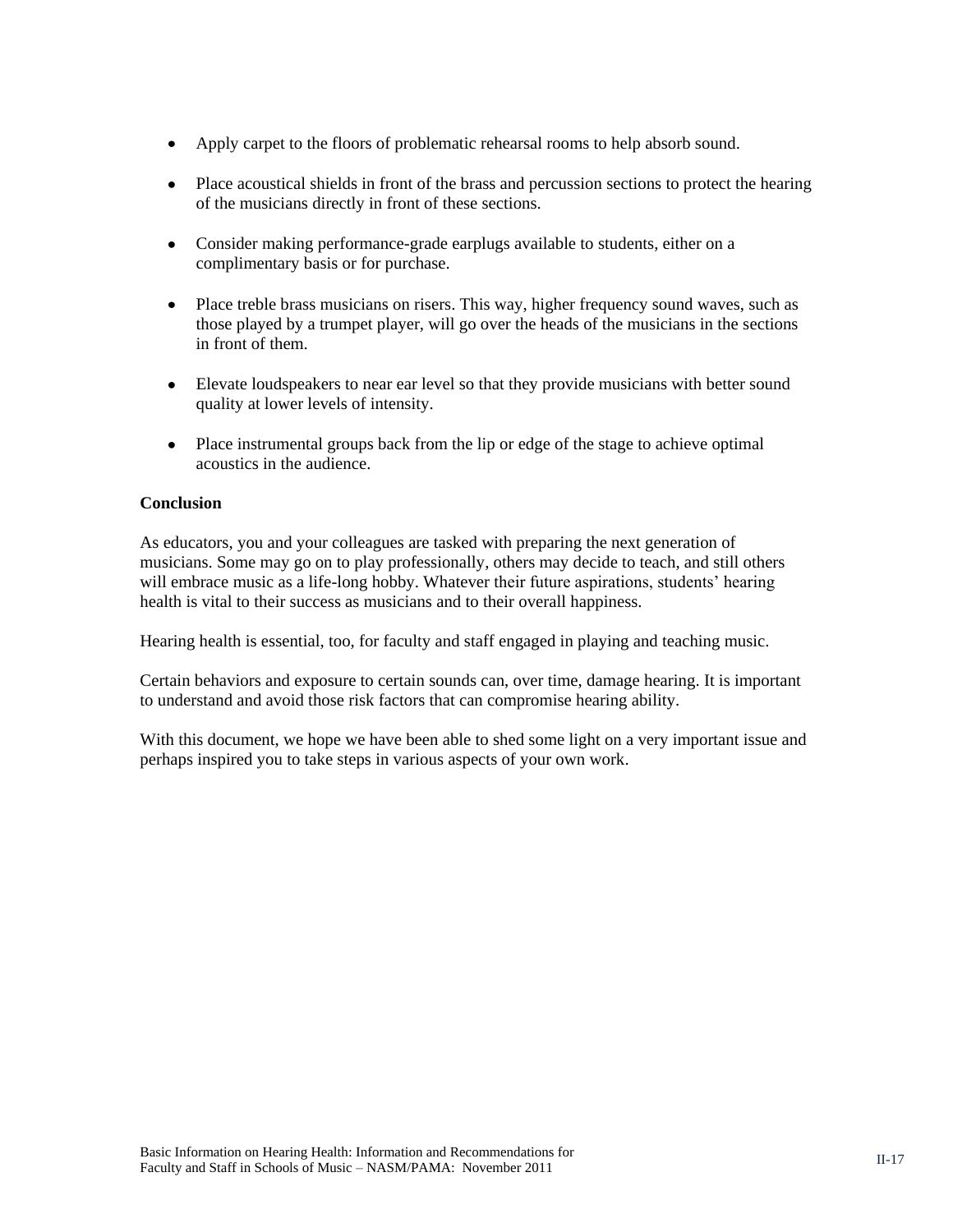- Apply carpet to the floors of problematic rehearsal rooms to help absorb sound.

- Place acoustical shields in front of the brass and percussion sections to protect the hearing of the musicians directly in front of these sections.

- Consider making performance-grade earplugs available to students, either on a complimentary basis or for purchase.

- Place treble brass musicians on risers. This way, higher frequency sound waves, such as those played by a trumpet player, will go over the heads of the musicians in the sections in front of them.

- Elevate loudspeakers to near ear level so that they provide musicians with better sound quality at lower levels of intensity.

- Place instrumental groups back from the lip or edge of the stage to achieve optimal acoustics in the audience.

**Conclusion**

As educators, you and your colleagues are tasked with preparing the next generation of musicians. Some may go on to play professionally, others may decide to teach, and still others will embrace music as a life-long hobby. Whatever their future aspirations, students' hearing health is vital to their success as musicians and to their overall happiness.

Hearing health is essential, too, for faculty and staff engaged in playing and teaching music.

Certain behaviors and exposure to certain sounds can, over time, damage hearing. It is important to understand and avoid those risk factors that can compromise hearing ability.

With this document, we hope we have been able to shed some light on a very important issue and perhaps inspired you to take steps in various aspects of your own work.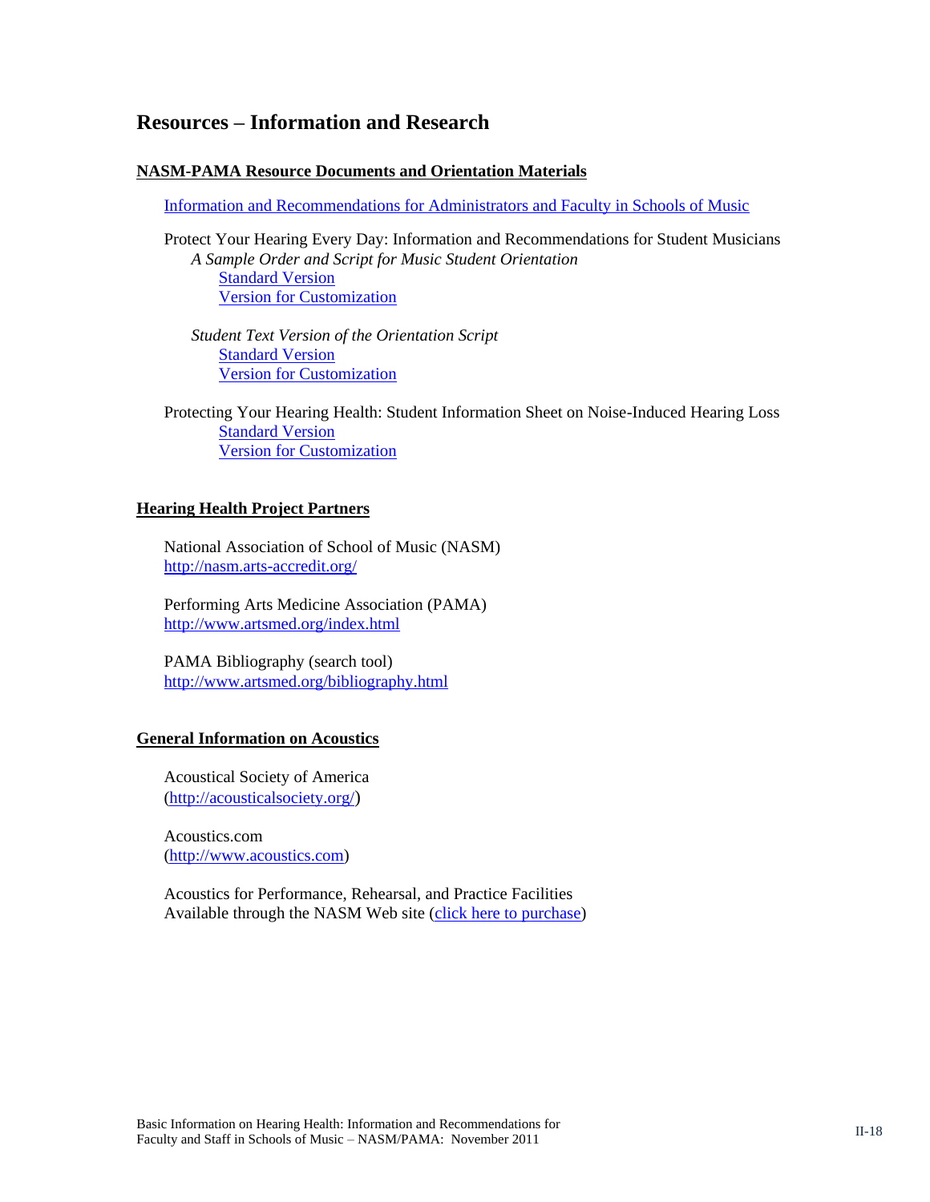# Resources – Information and Research

## NASM-PAMA Resource Documents and Orientation Materials

Information and Recommendations for Administrators and Faculty in Schools of Music

Protect Your Hearing Every Day: Information and Recommendations for Student Musicians

*A Sample Order and Script for Music Student Orientation*

Standard Version

Version for Customization

*Student Text Version of the Orientation Script*

Standard Version

Version for Customization

Protecting Your Hearing Health: Student Information Sheet on Noise-Induced Hearing Loss

Standard Version

Version for Customization

## Hearing Health Project Partners

National Association of School of Music (NASM)
http://nasm.arts-accredit.org/

Performing Arts Medicine Association (PAMA)
http://www.artsmed.org/index.html

PAMA Bibliography (search tool)
http://www.artsmed.org/bibliography.html

## General Information on Acoustics

Acoustical Society of America
(http://acousticalsociety.org/)

Acoustics.com
(http://www.acoustics.com)

Acoustics for Performance, Rehearsal, and Practice Facilities
Available through the NASM Web site (click here to purchase)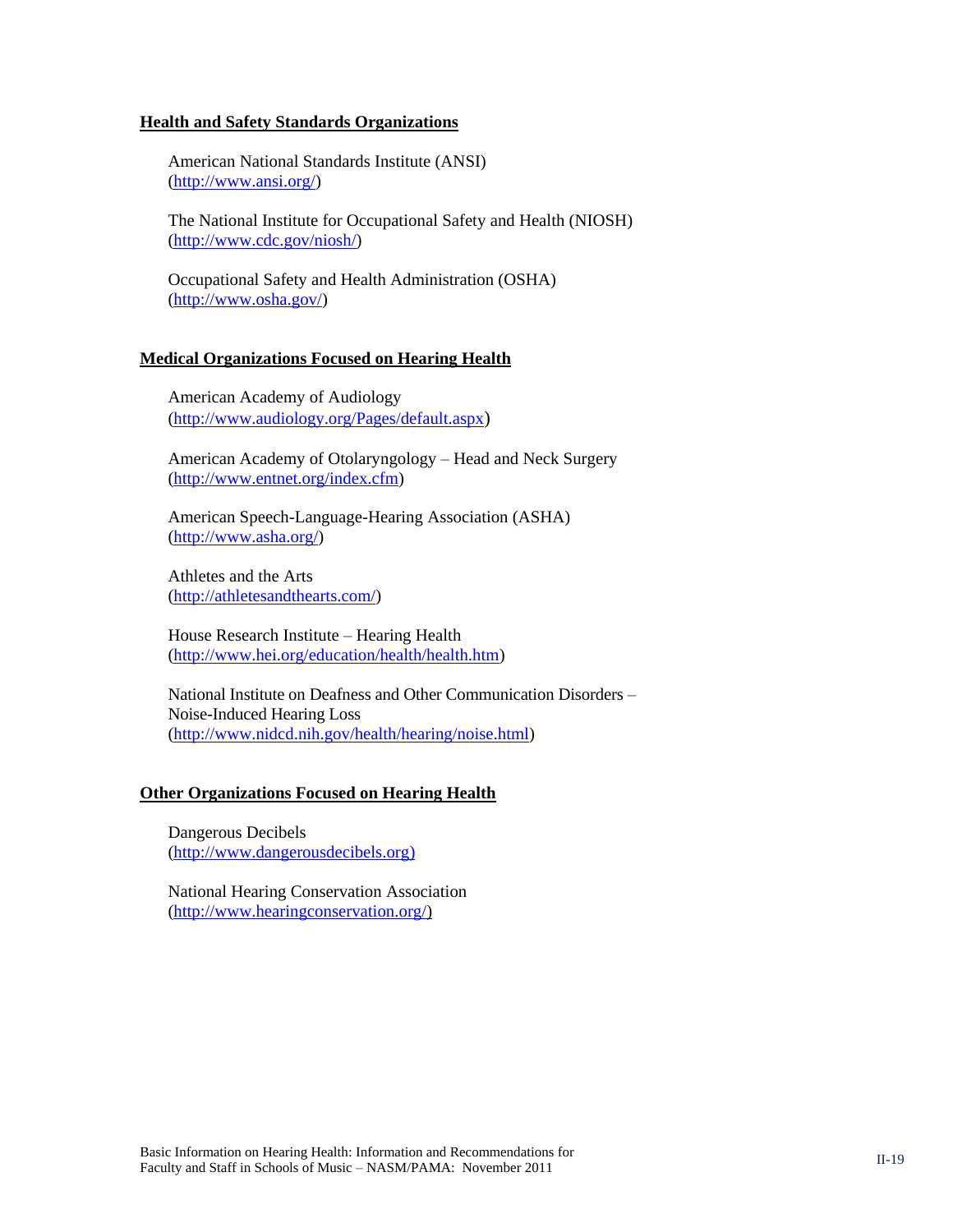**Health and Safety Standards Organizations**

American National Standards Institute (ANSI)
(http://www.ansi.org/)

The National Institute for Occupational Safety and Health (NIOSH)
(http://www.cdc.gov/niosh/)

Occupational Safety and Health Administration (OSHA)
(http://www.osha.gov/)

**Medical Organizations Focused on Hearing Health**

American Academy of Audiology
(http://www.audiology.org/Pages/default.aspx)

American Academy of Otolaryngology – Head and Neck Surgery
(http://www.entnet.org/index.cfm)

American Speech-Language-Hearing Association (ASHA)
(http://www.asha.org/)

Athletes and the Arts
(http://athletesandthearts.com/)

House Research Institute – Hearing Health
(http://www.hei.org/education/health/health.htm)

National Institute on Deafness and Other Communication Disorders – Noise-Induced Hearing Loss
(http://www.nidcd.nih.gov/health/hearing/noise.html)

**Other Organizations Focused on Hearing Health**

Dangerous Decibels
(http://www.dangerousdecibels.org)

National Hearing Conservation Association
(http://www.hearingconservation.org/)